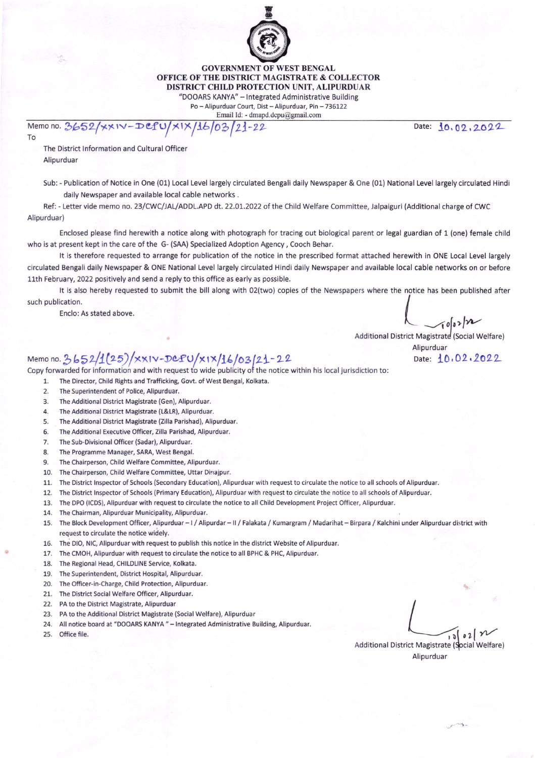**GOVERNMENT OF WEST BENGAL**
**OFFICE OF THE DISTRICT MAGISTRATE & COLLECTOR**
**DISTRICT CHILD PROTECTION UNIT, ALIPURDUAR**
"DOOARS KANYA" – Integrated Administrative Building
Po – Alipurduar Court, Dist – Alipurduar, Pin – 736122
Email Id: - dmapd.dcpu@gmail.com

Memo no. 3652/XXIV-DCPU/XIX/16/03/21-22 Date: 10.02.2022

To

The District Information and Cultural Officer
Alipurduar

Sub: - Publication of Notice in One (01) Local Level largely circulated Bengali daily Newspaper & One (01) National Level largely circulated Hindi daily Newspaper and available local cable networks .

Ref: - Letter vide memo no. 23/CWC/JAL/ADDL.APD dt. 22.01.2022 of the Child Welfare Committee, Jalpaiguri (Additional charge of CWC Alipurduar)

Enclosed please find herewith a notice along with photograph for tracing out biological parent or legal guardian of 1 (one) female child who is at present kept in the care of the G- (SAA) Specialized Adoption Agency , Cooch Behar.

It is therefore requested to arrange for publication of the notice in the prescribed format attached herewith in ONE Local Level largely circulated Bengali daily Newspaper & ONE National Level largely circulated Hindi daily Newspaper and available local cable networks on or before 11th February, 2022 positively and send a reply to this office as early as possible.

It is also hereby requested to submit the bill along with 02(two) copies of the Newspapers where the notice has been published after such publication.

Enclo: As stated above.

10/02/22
Additional District Magistrate (Social Welfare)
Alipurduar

Memo no. 3652/1(25)/XXIV-DCPU/XIX/16/03/21-22 Date: 10.02.2022

Copy forwarded for information and with request to wide publicity of the notice within his local jurisdiction to:

1. The Director, Child Rights and Trafficking, Govt. of West Bengal, Kolkata.
2. The Superintendent of Police, Alipurduar.
3. The Additional District Magistrate (Gen), Alipurduar.
4. The Additional District Magistrate (L&LR), Alipurduar.
5. The Additional District Magistrate (Zilla Parishad), Alipurduar.
6. The Additional Executive Officer, Zilla Parishad, Alipurduar.
7. The Sub-Divisional Officer (Sadar), Alipurduar.
8. The Programme Manager, SARA, West Bengal.
9. The Chairperson, Child Welfare Committee, Alipurduar.
10. The Chairperson, Child Welfare Committee, Uttar Dinajpur.
11. The District Inspector of Schools (Secondary Education), Alipurduar with request to circulate the notice to all schools of Alipurduar.
12. The District Inspector of Schools (Primary Education), Alipurduar with request to circulate the notice to all schools of Alipurduar.
13. The DPO (ICDS), Alipurduar with request to circulate the notice to all Child Development Project Officer, Alipurduar.
14. The Chairman, Alipurduar Municipality, Alipurduar.
15. The Block Development Officer, Alipurduar – I / Alipurdar – II / Falakata / Kumargram / Madarihat – Birpara / Kalchini under Alipurduar district with request to circulate the notice widely.
16. The DIO, NIC, Alipurduar with request to publish this notice in the district Website of Alipurduar.
17. The CMOH, Alipurduar with request to circulate the notice to all BPHC & PHC, Alipurduar.
18. The Regional Head, CHILDLINE Service, Kolkata.
19. The Superintendent, District Hospital, Alipurduar.
20. The Officer-in-Charge, Child Protection, Alipurduar.
21. The District Social Welfare Officer, Alipurduar.
22. PA to the District Magistrate, Alipurduar
23. PA to the Additional District Magistrate (Social Welfare), Alipurduar
24. All notice board at "DOOARS KANYA " – Integrated Administrative Building, Alipurduar.
25. Office file.

10/02/22
Additional District Magistrate (Social Welfare)
Alipurduar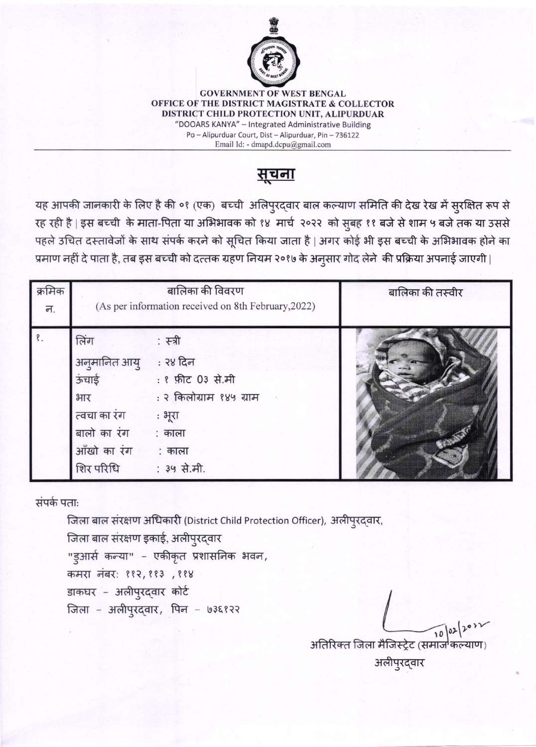GOVERNMENT OF WEST BENGAL
OFFICE OF THE DISTRICT MAGISTRATE & COLLECTOR
DISTRICT CHILD PROTECTION UNIT, ALIPURDUAR
"DOOARS KANYA" – Integrated Administrative Building
Po – Alipurduar Court, Dist – Alipurduar, Pin – 736122
Email Id: - dmapd.dcpu@gmail.com

# सूचना

यह आपकी जानकारी के लिए है की ०१ (एक) बच्ची अलिपुरद्वार बाल कल्याण समिति की देख रेख में सुरक्षित रूप से रह रही है | इस बच्ची के माता-पिता या अभिभावक को १४ मार्च २०२२ को सुबह ११ बजे से शाम ५ बजे तक या उससे पहले उचित दस्तावेजों के साथ संपर्क करने को सूचित किया जाता है | अगर कोई भी इस बच्ची के अभिभावक होने का प्रमाण नहीं दे पाता है, तब इस बच्ची को दत्तक ग्रहण नियम २०१७ के अनुसार गोद लेने की प्रक्रिया अपनाई जाएगी |

| क्रमिक न. | बालिका की विवरण (As per information received on 8th February,2022) | बालिका की तस्वीर |
|---|---|---|
| १. | लिंग : स्त्री<br>अनुमानित आयु : २४ दिन<br>ऊंचाई : १ फ़ीट 0३ से.मी<br>भार : २ किलोग्राम १४५ ग्राम<br>त्वचा का रंग : भूरा<br>बालो का रंग : काला<br>आँखो का रंग : काला<br>शिर परिधि : ३५ से.मी. | |

संपर्क पता:

जिला बाल संरक्षण अधिकारी (District Child Protection Officer), अलीपुरद्वार,
जिला बाल संरक्षण इकाई, अलीपुरद्वार
"डुआर्स कन्या" - एकीकृत प्रशासनिक भवन,
कमरा नंबर: ११२, ११३ , ११४
डाकघर - अलीपुरद्वार कोर्ट
जिला - अलीपुरद्वार, पिन - ७३६१२२

10/02/2022
अतिरिक्त जिला मैजिस्ट्रेट (समाज कल्याण)
अलीपुरद्वार